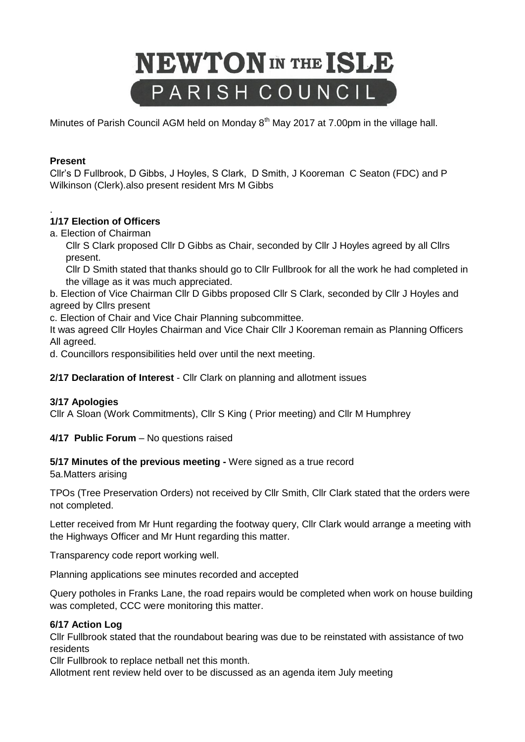# NEWTON IN THE ISLE PARISH COUNCIL

Minutes of Parish Council AGM held on Monday 8th May 2017 at 7.00pm in the village hall.

**Present**

Cllr's D Fullbrook, D Gibbs, J Hoyles, S Clark, D Smith, J Kooreman C Seaton (FDC) and P Wilkinson (Clerk).also present resident Mrs M Gibbs

.

**1/17 Election of Officers**

a. Election of Chairman

Cllr S Clark proposed Cllr D Gibbs as Chair, seconded by Cllr J Hoyles agreed by all Cllrs present.

Cllr D Smith stated that thanks should go to Cllr Fullbrook for all the work he had completed in the village as it was much appreciated.

b. Election of Vice Chairman Cllr D Gibbs proposed Cllr S Clark, seconded by Cllr J Hoyles and agreed by Cllrs present

c. Election of Chair and Vice Chair Planning subcommittee.

It was agreed Cllr Hoyles Chairman and Vice Chair Cllr J Kooreman remain as Planning Officers All agreed.

d. Councillors responsibilities held over until the next meeting.

**2/17 Declaration of Interest** - Cllr Clark on planning and allotment issues

**3/17 Apologies**

Cllr A Sloan (Work Commitments), Cllr S King ( Prior meeting) and Cllr M Humphrey

**4/17 Public Forum** – No questions raised

**5/17 Minutes of the previous meeting -** Were signed as a true record

5a.Matters arising

TPOs (Tree Preservation Orders) not received by Cllr Smith, Cllr Clark stated that the orders were not completed.

Letter received from Mr Hunt regarding the footway query, Cllr Clark would arrange a meeting with the Highways Officer and Mr Hunt regarding this matter.

Transparency code report working well.

Planning applications see minutes recorded and accepted

Query potholes in Franks Lane, the road repairs would be completed when work on house building was completed, CCC were monitoring this matter.

**6/17 Action Log**

Cllr Fullbrook stated that the roundabout bearing was due to be reinstated with assistance of two residents

Cllr Fullbrook to replace netball net this month.

Allotment rent review held over to be discussed as an agenda item July meeting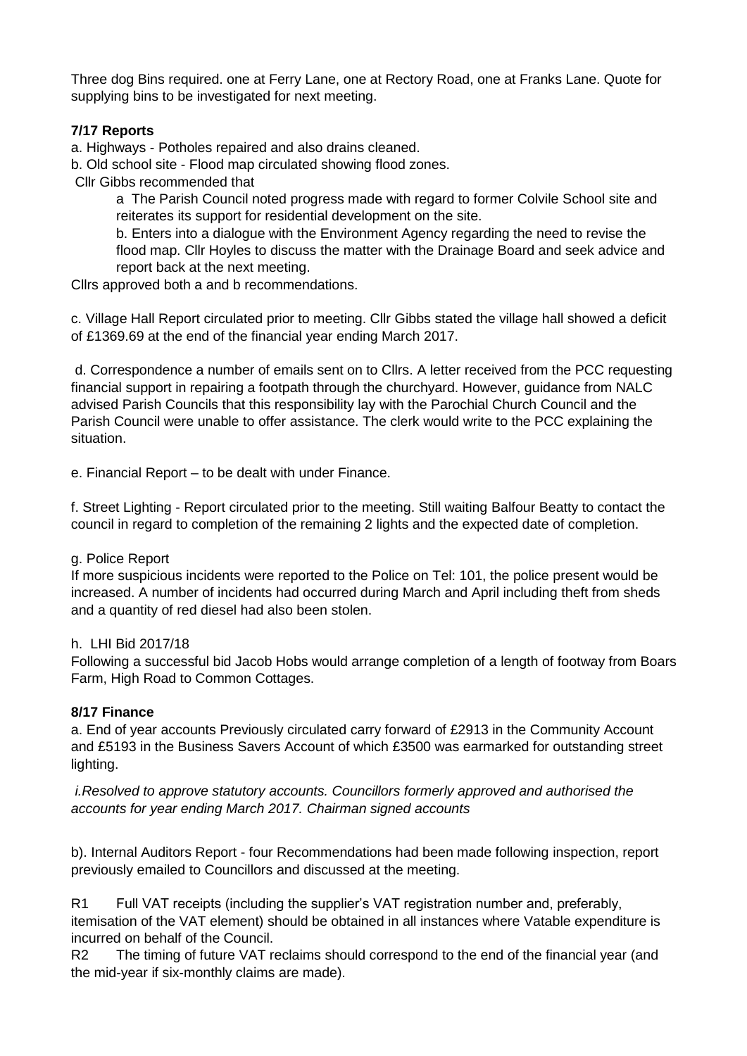Three dog Bins required. one at Ferry Lane, one at Rectory Road, one at Franks Lane. Quote for supplying bins to be investigated for next meeting.

**7/17 Reports**

a. Highways - Potholes repaired and also drains cleaned.

b. Old school site - Flood map circulated showing flood zones.

Cllr Gibbs recommended that

> a The Parish Council noted progress made with regard to former Colvile School site and reiterates its support for residential development on the site.
>
> b. Enters into a dialogue with the Environment Agency regarding the need to revise the flood map. Cllr Hoyles to discuss the matter with the Drainage Board and seek advice and report back at the next meeting.

Cllrs approved both a and b recommendations.

c. Village Hall Report circulated prior to meeting. Cllr Gibbs stated the village hall showed a deficit of £1369.69 at the end of the financial year ending March 2017.

d. Correspondence a number of emails sent on to Cllrs. A letter received from the PCC requesting financial support in repairing a footpath through the churchyard. However, guidance from NALC advised Parish Councils that this responsibility lay with the Parochial Church Council and the Parish Council were unable to offer assistance. The clerk would write to the PCC explaining the situation.

e. Financial Report – to be dealt with under Finance.

f. Street Lighting - Report circulated prior to the meeting. Still waiting Balfour Beatty to contact the council in regard to completion of the remaining 2 lights and the expected date of completion.

g. Police Report

If more suspicious incidents were reported to the Police on Tel: 101, the police present would be increased. A number of incidents had occurred during March and April including theft from sheds and a quantity of red diesel had also been stolen.

h. LHI Bid 2017/18

Following a successful bid Jacob Hobs would arrange completion of a length of footway from Boars Farm, High Road to Common Cottages.

**8/17 Finance**

a. End of year accounts Previously circulated carry forward of £2913 in the Community Account and £5193 in the Business Savers Account of which £3500 was earmarked for outstanding street lighting.

*i.Resolved to approve statutory accounts. Councillors formerly approved and authorised the accounts for year ending March 2017. Chairman signed accounts*

b). Internal Auditors Report - four Recommendations had been made following inspection, report previously emailed to Councillors and discussed at the meeting.

R1 Full VAT receipts (including the supplier's VAT registration number and, preferably, itemisation of the VAT element) should be obtained in all instances where Vatable expenditure is incurred on behalf of the Council.

R2 The timing of future VAT reclaims should correspond to the end of the financial year (and the mid-year if six-monthly claims are made).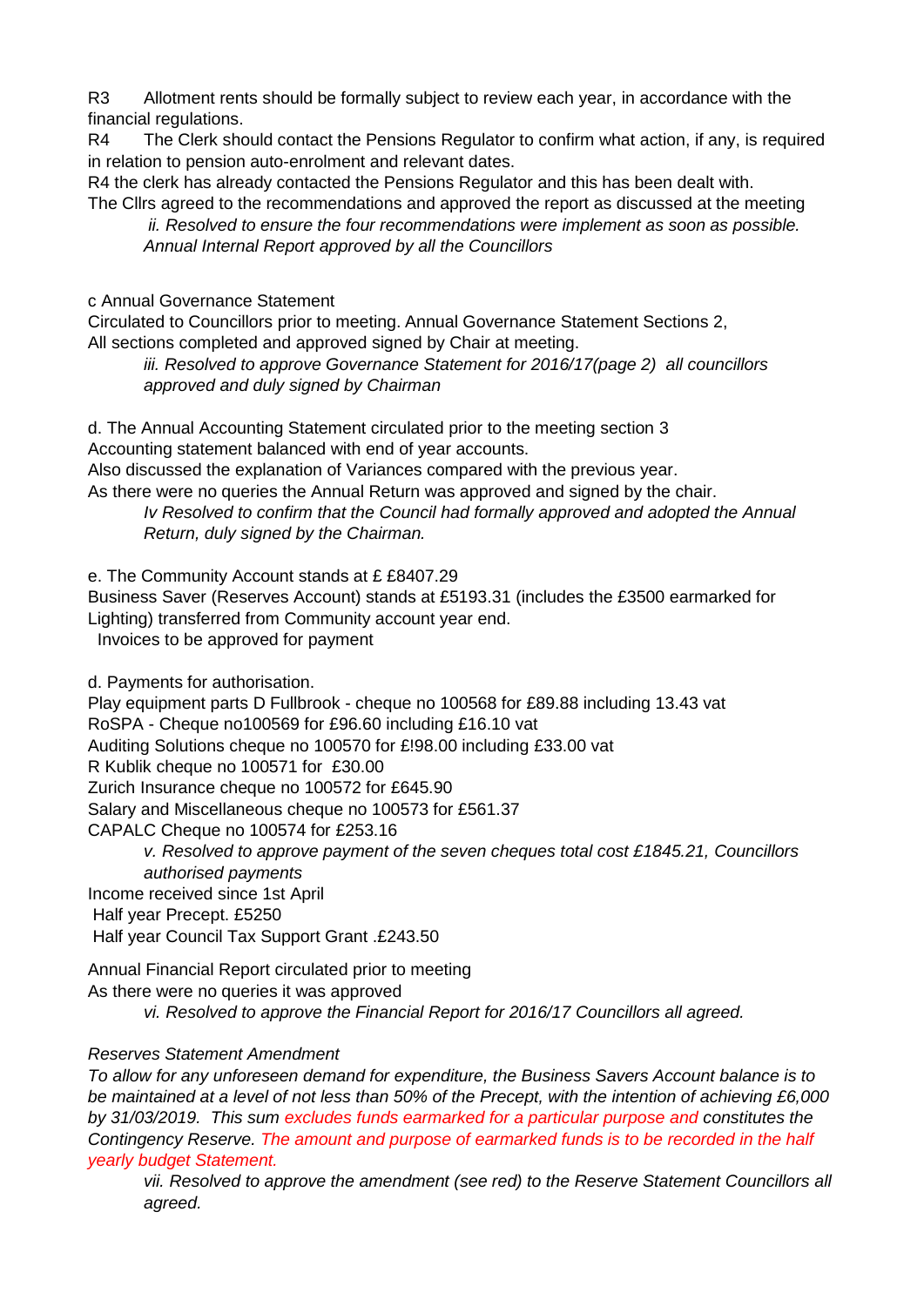R3 Allotment rents should be formally subject to review each year, in accordance with the financial regulations.

R4 The Clerk should contact the Pensions Regulator to confirm what action, if any, is required in relation to pension auto-enrolment and relevant dates.

R4 the clerk has already contacted the Pensions Regulator and this has been dealt with.

The Cllrs agreed to the recommendations and approved the report as discussed at the meeting

*ii. Resolved to ensure the four recommendations were implement as soon as possible. Annual Internal Report approved by all the Councillors*

c Annual Governance Statement

Circulated to Councillors prior to meeting. Annual Governance Statement Sections 2,
All sections completed and approved signed by Chair at meeting.

*iii. Resolved to approve Governance Statement for 2016/17(page 2) all councillors approved and duly signed by Chairman*

d. The Annual Accounting Statement circulated prior to the meeting section 3
Accounting statement balanced with end of year accounts.
Also discussed the explanation of Variances compared with the previous year.
As there were no queries the Annual Return was approved and signed by the chair.

*Iv Resolved to confirm that the Council had formally approved and adopted the Annual Return, duly signed by the Chairman.*

e. The Community Account stands at £ £8407.29
Business Saver (Reserves Account) stands at £5193.31 (includes the £3500 earmarked for Lighting) transferred from Community account year end.
Invoices to be approved for payment

d. Payments for authorisation.
Play equipment parts D Fullbrook - cheque no 100568 for £89.88 including 13.43 vat
RoSPA - Cheque no100569 for £96.60 including £16.10 vat
Auditing Solutions cheque no 100570 for £!98.00 including £33.00 vat
R Kublik cheque no 100571 for £30.00
Zurich Insurance cheque no 100572 for £645.90
Salary and Miscellaneous cheque no 100573 for £561.37
CAPALC Cheque no 100574 for £253.16

*v. Resolved to approve payment of the seven cheques total cost £1845.21, Councillors authorised payments*

Income received since 1st April
Half year Precept. £5250
Half year Council Tax Support Grant .£243.50

Annual Financial Report circulated prior to meeting
As there were no queries it was approved

*vi. Resolved to approve the Financial Report for 2016/17 Councillors all agreed.*

*Reserves Statement Amendment*

*To allow for any unforeseen demand for expenditure, the Business Savers Account balance is to be maintained at a level of not less than 50% of the Precept, with the intention of achieving £6,000 by 31/03/2019. This sum excludes funds earmarked for a particular purpose and constitutes the Contingency Reserve. The amount and purpose of earmarked funds is to be recorded in the half yearly budget Statement.*

*vii. Resolved to approve the amendment (see red) to the Reserve Statement Councillors all agreed.*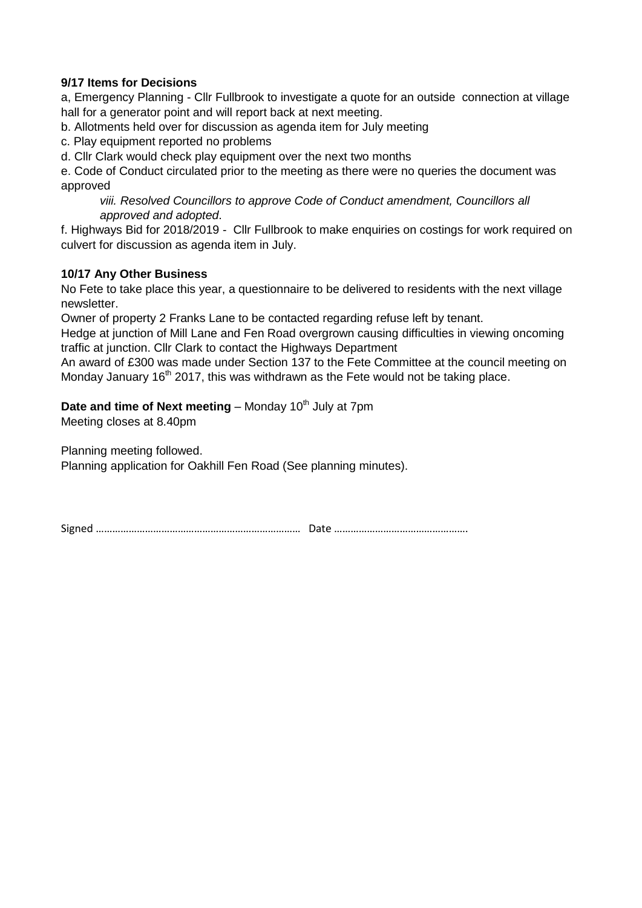**9/17 Items for Decisions**

a, Emergency Planning - Cllr Fullbrook to investigate a quote for an outside connection at village hall for a generator point and will report back at next meeting.

b. Allotments held over for discussion as agenda item for July meeting

c. Play equipment reported no problems

d. Cllr Clark would check play equipment over the next two months

e. Code of Conduct circulated prior to the meeting as there were no queries the document was approved

> *viii. Resolved Councillors to approve Code of Conduct amendment, Councillors all approved and adopted.*

f. Highways Bid for 2018/2019 - Cllr Fullbrook to make enquiries on costings for work required on culvert for discussion as agenda item in July.

**10/17 Any Other Business**

No Fete to take place this year, a questionnaire to be delivered to residents with the next village newsletter.

Owner of property 2 Franks Lane to be contacted regarding refuse left by tenant.

Hedge at junction of Mill Lane and Fen Road overgrown causing difficulties in viewing oncoming traffic at junction. Cllr Clark to contact the Highways Department

An award of £300 was made under Section 137 to the Fete Committee at the council meeting on Monday January 16th 2017, this was withdrawn as the Fete would not be taking place.

**Date and time of Next meeting** – Monday 10th July at 7pm

Meeting closes at 8.40pm

Planning meeting followed.

Planning application for Oakhill Fen Road (See planning minutes).

Signed ………………………………………………………………… Date ………………………………………….